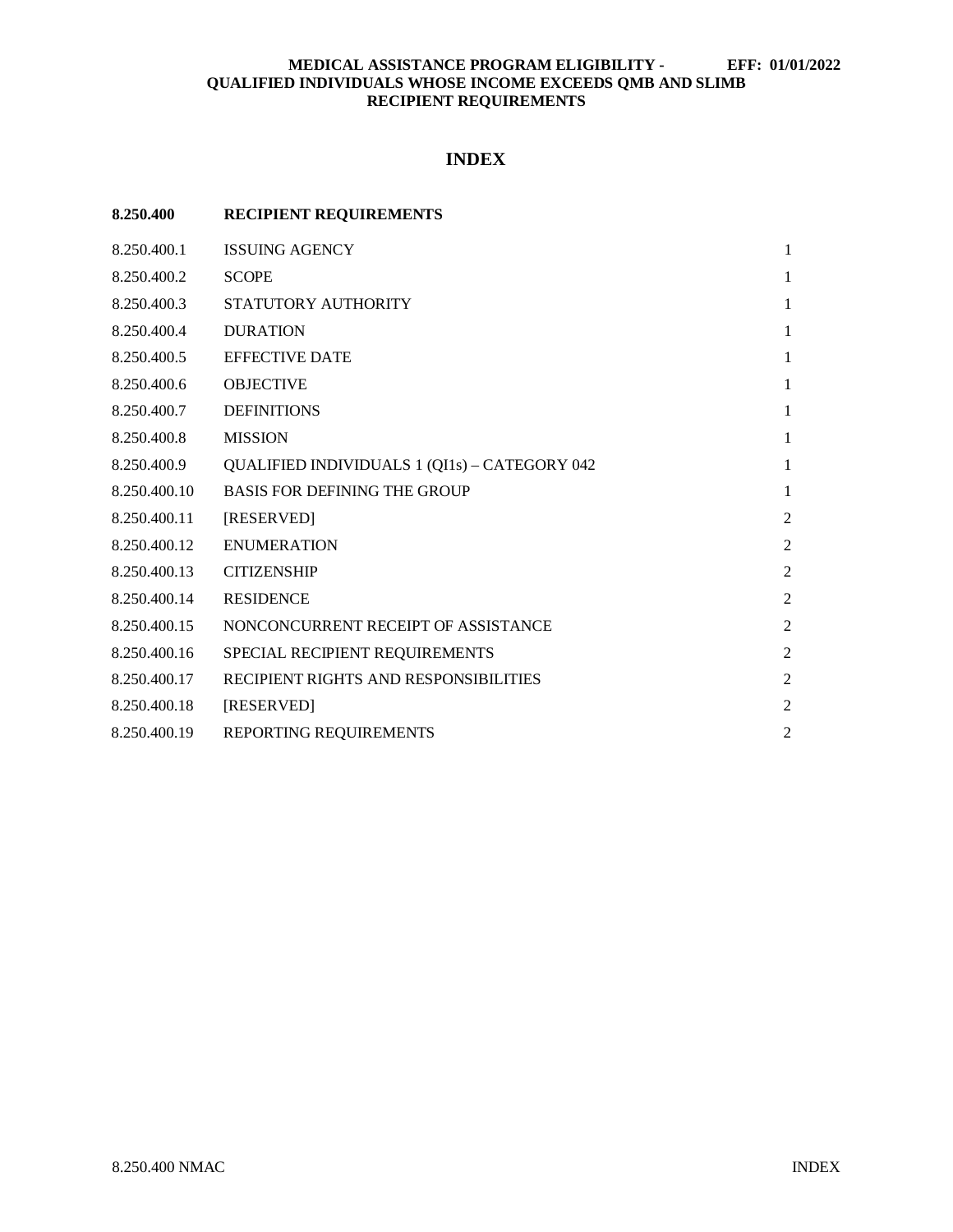**MEDICAL ASSISTANCE PROGRAM ELIGIBILITY - QUALIFIED INDIVIDUALS WHOSE INCOME EXCEEDS QMB AND SLIMB RECIPIENT REQUIREMENTS** **EFF: 01/01/2022**

# INDEX

| **8.250.400** | **RECIPIENT REQUIREMENTS** | |
|---|---|---|
| 8.250.400.1 | ISSUING AGENCY | 1 |
| 8.250.400.2 | SCOPE | 1 |
| 8.250.400.3 | STATUTORY AUTHORITY | 1 |
| 8.250.400.4 | DURATION | 1 |
| 8.250.400.5 | EFFECTIVE DATE | 1 |
| 8.250.400.6 | OBJECTIVE | 1 |
| 8.250.400.7 | DEFINITIONS | 1 |
| 8.250.400.8 | MISSION | 1 |
| 8.250.400.9 | QUALIFIED INDIVIDUALS 1 (QI1s) – CATEGORY 042 | 1 |
| 8.250.400.10 | BASIS FOR DEFINING THE GROUP | 1 |
| 8.250.400.11 | [RESERVED] | 2 |
| 8.250.400.12 | ENUMERATION | 2 |
| 8.250.400.13 | CITIZENSHIP | 2 |
| 8.250.400.14 | RESIDENCE | 2 |
| 8.250.400.15 | NONCONCURRENT RECEIPT OF ASSISTANCE | 2 |
| 8.250.400.16 | SPECIAL RECIPIENT REQUIREMENTS | 2 |
| 8.250.400.17 | RECIPIENT RIGHTS AND RESPONSIBILITIES | 2 |
| 8.250.400.18 | [RESERVED] | 2 |
| 8.250.400.19 | REPORTING REQUIREMENTS | 2 |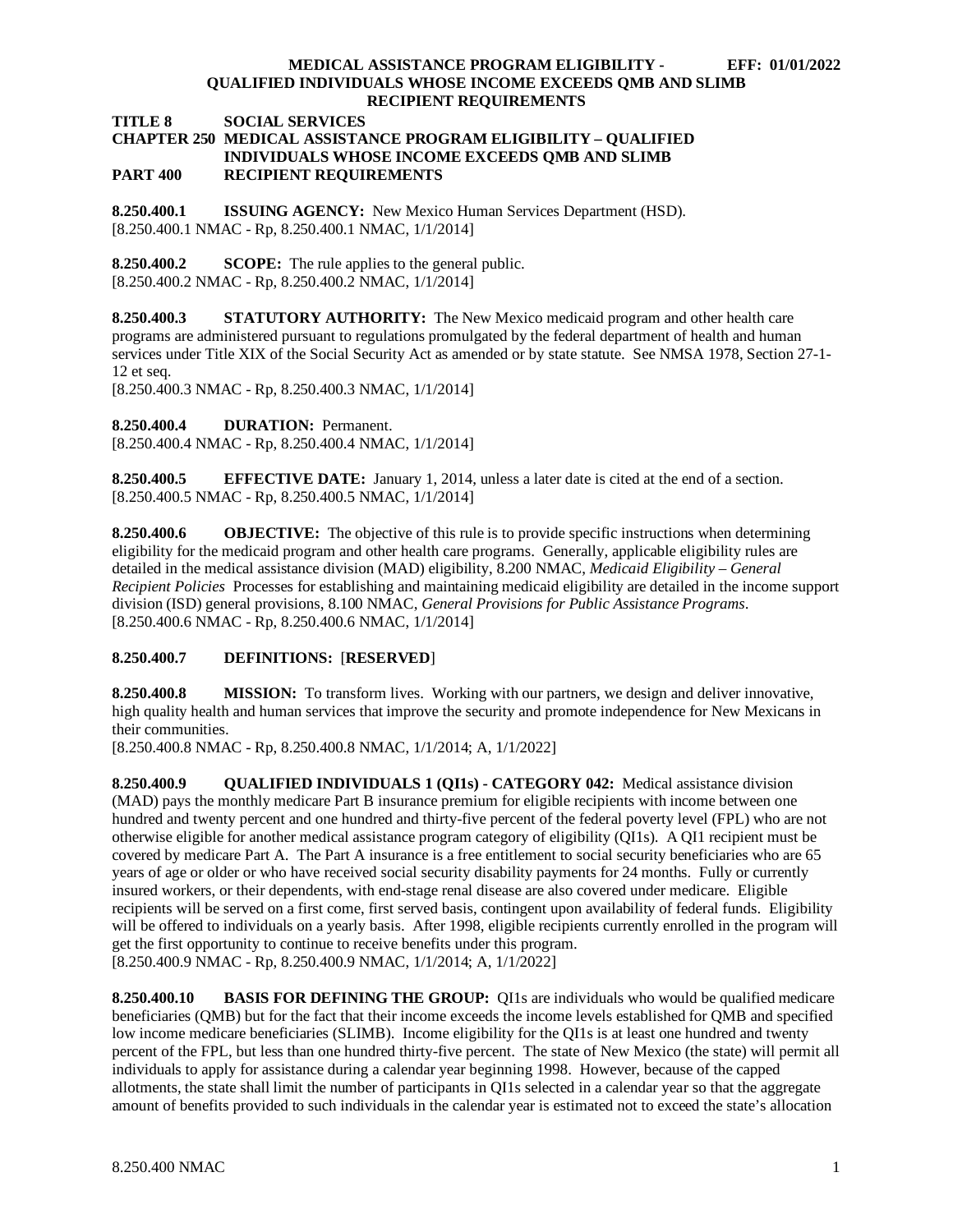**TITLE 8 SOCIAL SERVICES**
**CHAPTER 250 MEDICAL ASSISTANCE PROGRAM ELIGIBILITY – QUALIFIED INDIVIDUALS WHOSE INCOME EXCEEDS QMB AND SLIMB**
**PART 400 RECIPIENT REQUIREMENTS**

**8.250.400.1 ISSUING AGENCY:** New Mexico Human Services Department (HSD).
[8.250.400.1 NMAC - Rp, 8.250.400.1 NMAC, 1/1/2014]

**8.250.400.2 SCOPE:** The rule applies to the general public.
[8.250.400.2 NMAC - Rp, 8.250.400.2 NMAC, 1/1/2014]

**8.250.400.3 STATUTORY AUTHORITY:** The New Mexico medicaid program and other health care programs are administered pursuant to regulations promulgated by the federal department of health and human services under Title XIX of the Social Security Act as amended or by state statute. See NMSA 1978, Section 27-1-12 et seq.
[8.250.400.3 NMAC - Rp, 8.250.400.3 NMAC, 1/1/2014]

**8.250.400.4 DURATION:** Permanent.
[8.250.400.4 NMAC - Rp, 8.250.400.4 NMAC, 1/1/2014]

**8.250.400.5 EFFECTIVE DATE:** January 1, 2014, unless a later date is cited at the end of a section.
[8.250.400.5 NMAC - Rp, 8.250.400.5 NMAC, 1/1/2014]

**8.250.400.6 OBJECTIVE:** The objective of this rule is to provide specific instructions when determining eligibility for the medicaid program and other health care programs. Generally, applicable eligibility rules are detailed in the medical assistance division (MAD) eligibility, 8.200 NMAC, *Medicaid Eligibility – General Recipient Policies* Processes for establishing and maintaining medicaid eligibility are detailed in the income support division (ISD) general provisions, 8.100 NMAC, *General Provisions for Public Assistance Programs*.
[8.250.400.6 NMAC - Rp, 8.250.400.6 NMAC, 1/1/2014]

**8.250.400.7 DEFINITIONS:** [**RESERVED**]

**8.250.400.8 MISSION:** To transform lives. Working with our partners, we design and deliver innovative, high quality health and human services that improve the security and promote independence for New Mexicans in their communities.
[8.250.400.8 NMAC - Rp, 8.250.400.8 NMAC, 1/1/2014; A, 1/1/2022]

**8.250.400.9 QUALIFIED INDIVIDUALS 1 (QI1s) - CATEGORY 042:** Medical assistance division (MAD) pays the monthly medicare Part B insurance premium for eligible recipients with income between one hundred and twenty percent and one hundred and thirty-five percent of the federal poverty level (FPL) who are not otherwise eligible for another medical assistance program category of eligibility (QI1s). A QI1 recipient must be covered by medicare Part A. The Part A insurance is a free entitlement to social security beneficiaries who are 65 years of age or older or who have received social security disability payments for 24 months. Fully or currently insured workers, or their dependents, with end-stage renal disease are also covered under medicare. Eligible recipients will be served on a first come, first served basis, contingent upon availability of federal funds. Eligibility will be offered to individuals on a yearly basis. After 1998, eligible recipients currently enrolled in the program will get the first opportunity to continue to receive benefits under this program.
[8.250.400.9 NMAC - Rp, 8.250.400.9 NMAC, 1/1/2014; A, 1/1/2022]

**8.250.400.10 BASIS FOR DEFINING THE GROUP:** QI1s are individuals who would be qualified medicare beneficiaries (QMB) but for the fact that their income exceeds the income levels established for QMB and specified low income medicare beneficiaries (SLIMB). Income eligibility for the QI1s is at least one hundred and twenty percent of the FPL, but less than one hundred thirty-five percent. The state of New Mexico (the state) will permit all individuals to apply for assistance during a calendar year beginning 1998. However, because of the capped allotments, the state shall limit the number of participants in QI1s selected in a calendar year so that the aggregate amount of benefits provided to such individuals in the calendar year is estimated not to exceed the state's allocation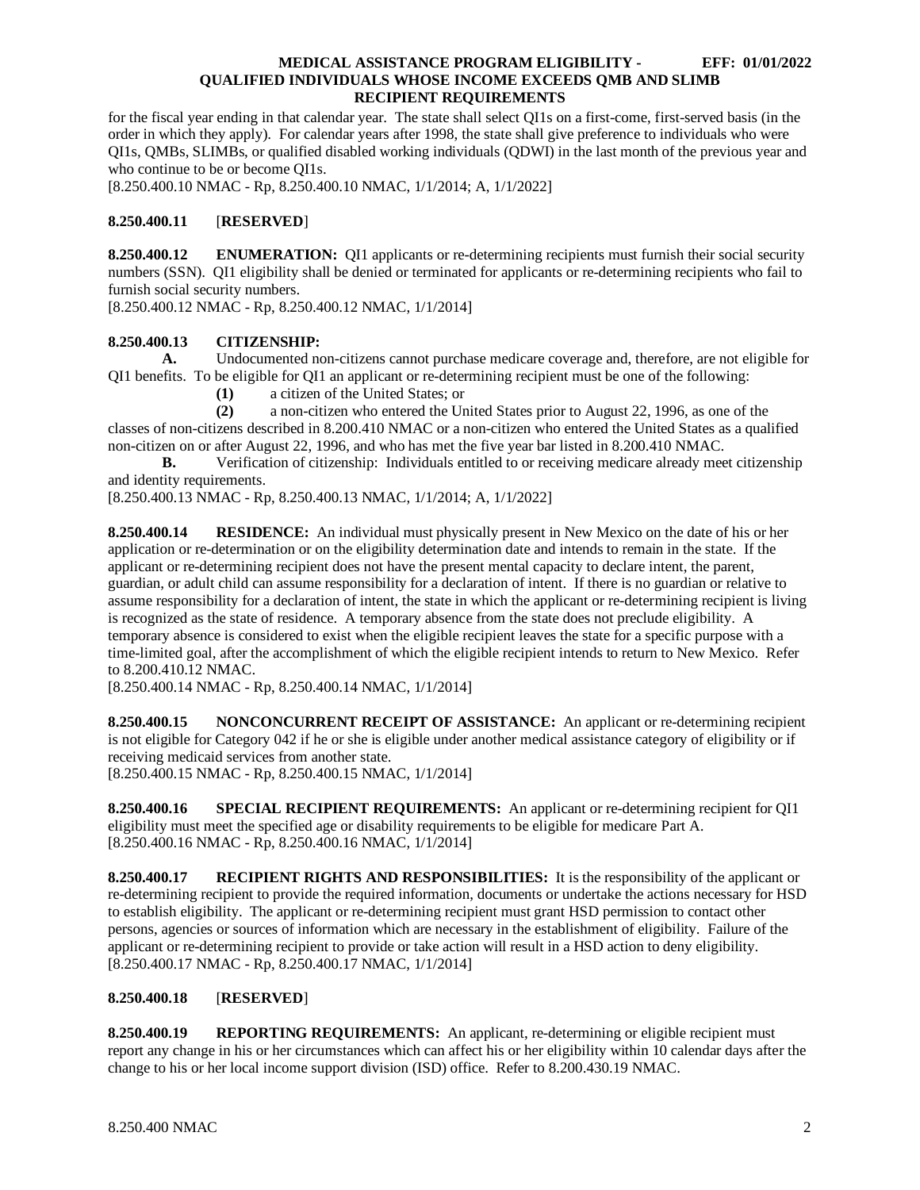for the fiscal year ending in that calendar year. The state shall select QI1s on a first-come, first-served basis (in the order in which they apply). For calendar years after 1998, the state shall give preference to individuals who were QI1s, QMBs, SLIMBs, or qualified disabled working individuals (QDWI) in the last month of the previous year and who continue to be or become QI1s.
[8.250.400.10 NMAC - Rp, 8.250.400.10 NMAC, 1/1/2014; A, 1/1/2022]

**8.250.400.11** [**RESERVED**]

**8.250.400.12 ENUMERATION:** QI1 applicants or re-determining recipients must furnish their social security numbers (SSN). QI1 eligibility shall be denied or terminated for applicants or re-determining recipients who fail to furnish social security numbers.
[8.250.400.12 NMAC - Rp, 8.250.400.12 NMAC, 1/1/2014]

**8.250.400.13 CITIZENSHIP:**

**A.** Undocumented non-citizens cannot purchase medicare coverage and, therefore, are not eligible for QI1 benefits. To be eligible for QI1 an applicant or re-determining recipient must be one of the following:

**(1)** a citizen of the United States; or

**(2)** a non-citizen who entered the United States prior to August 22, 1996, as one of the classes of non-citizens described in 8.200.410 NMAC or a non-citizen who entered the United States as a qualified non-citizen on or after August 22, 1996, and who has met the five year bar listed in 8.200.410 NMAC.

**B.** Verification of citizenship: Individuals entitled to or receiving medicare already meet citizenship and identity requirements.
[8.250.400.13 NMAC - Rp, 8.250.400.13 NMAC, 1/1/2014; A, 1/1/2022]

**8.250.400.14 RESIDENCE:** An individual must physically present in New Mexico on the date of his or her application or re-determination or on the eligibility determination date and intends to remain in the state. If the applicant or re-determining recipient does not have the present mental capacity to declare intent, the parent, guardian, or adult child can assume responsibility for a declaration of intent. If there is no guardian or relative to assume responsibility for a declaration of intent, the state in which the applicant or re-determining recipient is living is recognized as the state of residence. A temporary absence from the state does not preclude eligibility. A temporary absence is considered to exist when the eligible recipient leaves the state for a specific purpose with a time-limited goal, after the accomplishment of which the eligible recipient intends to return to New Mexico. Refer to 8.200.410.12 NMAC.
[8.250.400.14 NMAC - Rp, 8.250.400.14 NMAC, 1/1/2014]

**8.250.400.15 NONCONCURRENT RECEIPT OF ASSISTANCE:** An applicant or re-determining recipient is not eligible for Category 042 if he or she is eligible under another medical assistance category of eligibility or if receiving medicaid services from another state.
[8.250.400.15 NMAC - Rp, 8.250.400.15 NMAC, 1/1/2014]

**8.250.400.16 SPECIAL RECIPIENT REQUIREMENTS:** An applicant or re-determining recipient for QI1 eligibility must meet the specified age or disability requirements to be eligible for medicare Part A.
[8.250.400.16 NMAC - Rp, 8.250.400.16 NMAC, 1/1/2014]

**8.250.400.17 RECIPIENT RIGHTS AND RESPONSIBILITIES:** It is the responsibility of the applicant or re-determining recipient to provide the required information, documents or undertake the actions necessary for HSD to establish eligibility. The applicant or re-determining recipient must grant HSD permission to contact other persons, agencies or sources of information which are necessary in the establishment of eligibility. Failure of the applicant or re-determining recipient to provide or take action will result in a HSD action to deny eligibility.
[8.250.400.17 NMAC - Rp, 8.250.400.17 NMAC, 1/1/2014]

**8.250.400.18** [**RESERVED**]

**8.250.400.19 REPORTING REQUIREMENTS:** An applicant, re-determining or eligible recipient must report any change in his or her circumstances which can affect his or her eligibility within 10 calendar days after the change to his or her local income support division (ISD) office. Refer to 8.200.430.19 NMAC.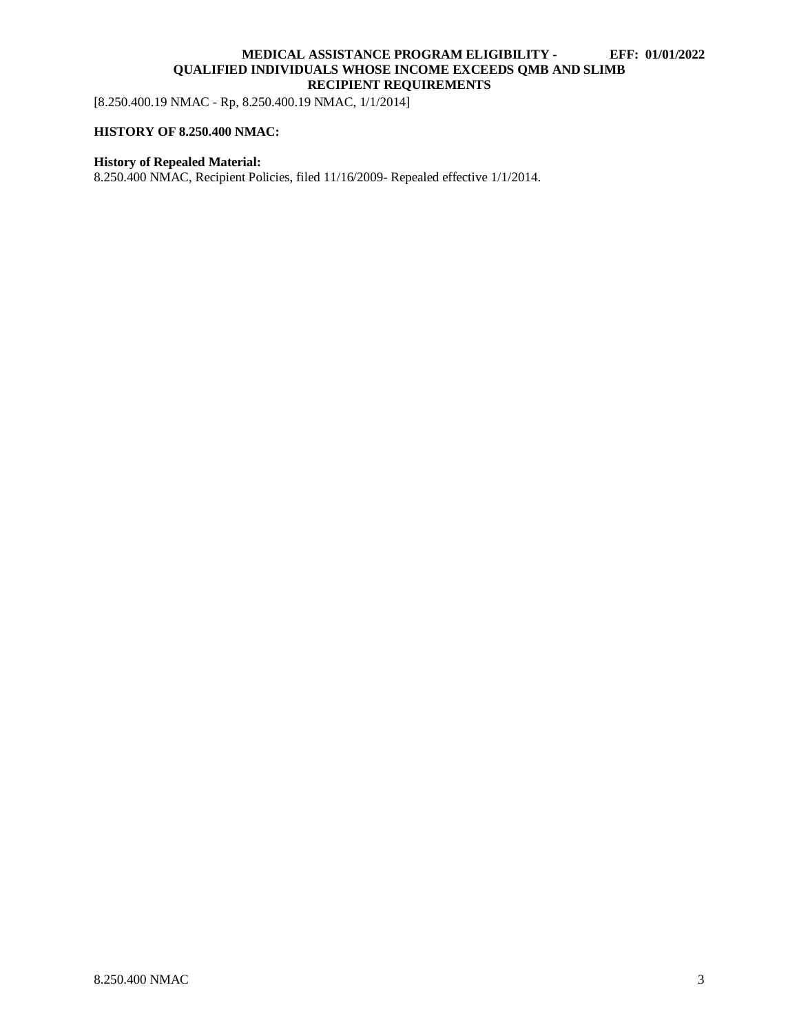[8.250.400.19 NMAC - Rp, 8.250.400.19 NMAC, 1/1/2014]

**HISTORY OF 8.250.400 NMAC:**

**History of Repealed Material:**
8.250.400 NMAC, Recipient Policies, filed 11/16/2009- Repealed effective 1/1/2014.